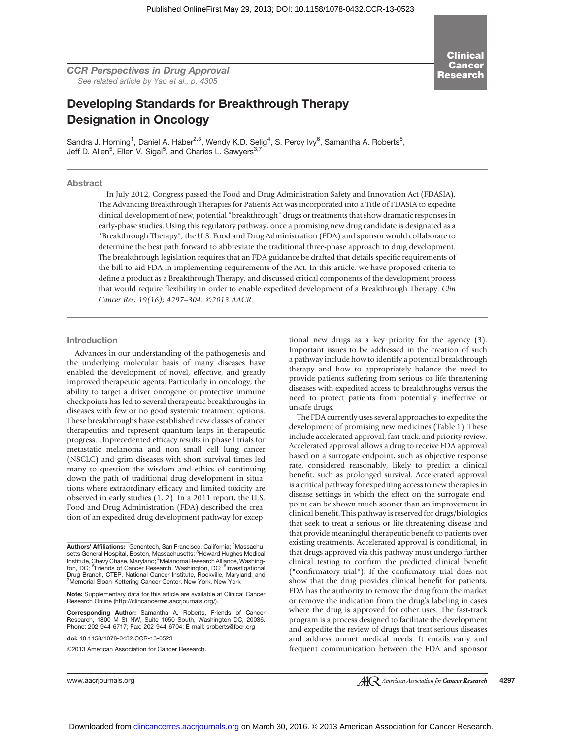CCR Perspectives in Drug Approval

See related article by Yao et al., p. 4305

# Developing Standards for Breakthrough Therapy Designation in Oncology

Sandra J. Horning[1], Daniel A. Haber[2,3], Wendy K.D. Selig[4], S. Percy Ivy[6], Samantha A. Roberts[5], Jeff D. Allen[5], Ellen V. Sigal[5], and Charles L. Sawyers[3,7]

## Abstract

In July 2012, Congress passed the Food and Drug Administration Safety and Innovation Act (FDASIA). The Advancing Breakthrough Therapies for Patients Act was incorporated into a Title of FDASIA to expedite clinical development of new, potential "breakthrough" drugs or treatments that show dramatic responses in early-phase studies. Using this regulatory pathway, once a promising new drug candidate is designated as a "Breakthrough Therapy", the U.S. Food and Drug Administration (FDA) and sponsor would collaborate to determine the best path forward to abbreviate the traditional three-phase approach to drug development. The breakthrough legislation requires that an FDA guidance be drafted that details specific requirements of the bill to aid FDA in implementing requirements of the Act. In this article, we have proposed criteria to define a product as a Breakthrough Therapy, and discussed critical components of the development process that would require flexibility in order to enable expedited development of a Breakthrough Therapy. *Clin Cancer Res; 19(16); 4297–304. ©2013 AACR.*

## Introduction

Advances in our understanding of the pathogenesis and the underlying molecular basis of many diseases have enabled the development of novel, effective, and greatly improved therapeutic agents. Particularly in oncology, the ability to target a driver oncogene or protective immune checkpoints has led to several therapeutic breakthroughs in diseases with few or no good systemic treatment options. These breakthroughs have established new classes of cancer therapeutics and represent quantum leaps in therapeutic progress. Unprecedented efficacy results in phase I trials for metastatic melanoma and non–small cell lung cancer (NSCLC) and grim diseases with short survival times led many to question the wisdom and ethics of continuing down the path of traditional drug development in situations where extraordinary efficacy and limited toxicity are observed in early studies (1, 2). In a 2011 report, the U.S. Food and Drug Administration (FDA) described the creation of an expedited drug development pathway for exceptional new drugs as a key priority for the agency (3). Important issues to be addressed in the creation of such a pathway include how to identify a potential breakthrough therapy and how to appropriately balance the need to provide patients suffering from serious or life-threatening diseases with expedited access to breakthroughs versus the need to protect patients from potentially ineffective or unsafe drugs.

The FDA currently uses several approaches to expedite the development of promising new medicines (Table 1). These include accelerated approval, fast-track, and priority review. Accelerated approval allows a drug to receive FDA approval based on a surrogate endpoint, such as objective response rate, considered reasonably, likely to predict a clinical benefit, such as prolonged survival. Accelerated approval is a critical pathway for expediting access to new therapies in disease settings in which the effect on the surrogate endpoint can be shown much sooner than an improvement in clinical benefit. This pathway is reserved for drugs/biologics that seek to treat a serious or life-threatening disease and that provide meaningful therapeutic benefit to patients over existing treatments. Accelerated approval is conditional, in that drugs approved via this pathway must undergo further clinical testing to confirm the predicted clinical benefit ("confirmatory trial"). If the confirmatory trial does not show that the drug provides clinical benefit for patients, FDA has the authority to remove the drug from the market or remove the indication from the drug's labeling in cases where the drug is approved for other uses. The fast-track program is a process designed to facilitate the development and expedite the review of drugs that treat serious diseases and address unmet medical needs. It entails early and frequent communication between the FDA and sponsor

---

**Authors' Affiliations:** [1]Genentech, San Francisco, California; [2]Massachusetts General Hospital, Boston, Massachusetts; [3]Howard Hughes Medical Institute, Chevy Chase, Maryland; [4]Melanoma Research Alliance, Washington, DC; [5]Friends of Cancer Research, Washington, DC; [6]Investigational Drug Branch, CTEP, National Cancer Institute, Rockville, Maryland; and [7]Memorial Sloan-Kettering Cancer Center, New York, New York

**Note:** Supplementary data for this article are available at Clinical Cancer Research Online (http://clincancerres.aacrjournals.org/).

**Corresponding Author:** Samantha A. Roberts, Friends of Cancer Research, 1800 M St NW, Suite 1050 South, Washington DC, 20036. Phone: 202-944-6717; Fax: 202-944-6704; E-mail: sroberts@focr.org

**doi:** 10.1158/1078-0432.CCR-13-0523

©2013 American Association for Cancer Research.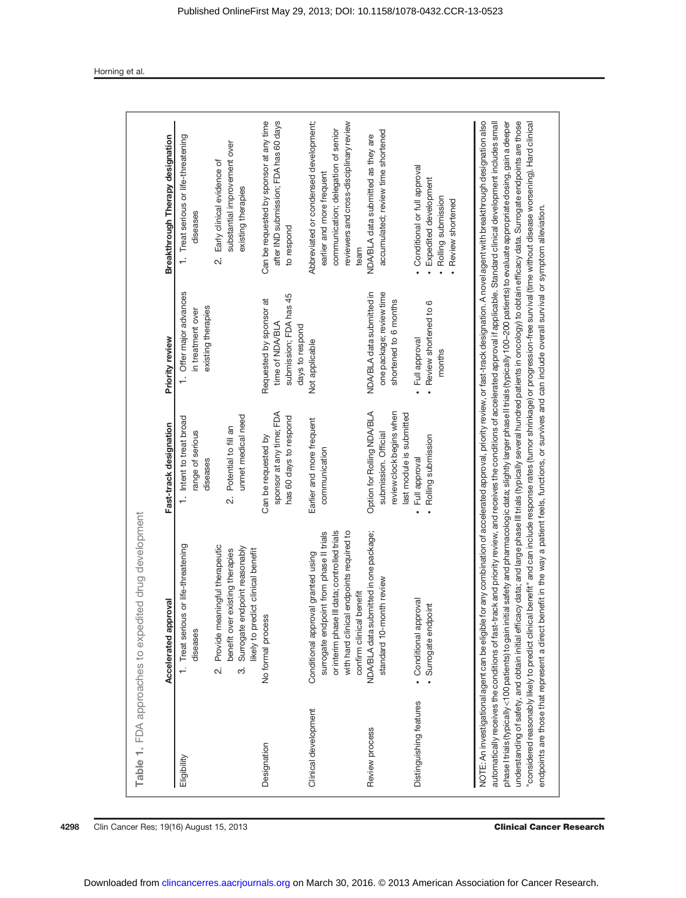**Table 1.** FDA approaches to expedited drug development

| | Accelerated approval | Fast-track designation | Priority review | Breakthrough Therapy designation |
|---|---|---|---|---|
| Eligibility | 1. Treat serious or life-threatening diseases<br>2. Provide meaningful therapeutic benefit over existing therapies<br>3. Surrogate endpoint reasonably likely to predict clinical benefit | 1. Intent to treat broad range of serious diseases<br>2. Potential to fill an unmet medical need | 1. Offer major advances in treatment over existing therapies | 1. Treat serious or life-threatening diseases<br>2. Early clinical evidence of substantial improvement over existing therapies |
| Designation | No formal process | Can be requested by sponsor at any time; FDA has 60 days to respond | Requested by sponsor at time of NDA/BLA submission; FDA has 45 days to respond | Can be requested by sponsor at any time after IND submission; FDA has 60 days to respond |
| Clinical development | Conditional approval granted using surrogate endpoint from phase II trials or interim phase III data; controlled trials with hard clinical endpoints required to confirm clinical benefit | Earlier and more frequent communication | Not applicable | Abbreviated or condensed development; earlier and more frequent communication; delegation of senior reviewers and cross-disciplinary review team |
| Review process | NDA/BLA data submitted in one package; standard 10-month review | Option for Rolling NDA/BLA submission. Official review clock begins when last module is submitted | NDA/BLA data submitted in one package; review time shortened to 6 months | NDA/BLA data submitted as they are accumulated; review time shortened |
| Distinguishing features | • Conditional approval<br>• Surrogate endpoint | • Full approval<br>• Rolling submission | • Full approval<br>• Review shortened to 6 months | • Conditional or full approval<br>• Expedited development<br>• Rolling submission<br>• Review shortened |

NOTE: An investigational agent can be eligible for any combination of accelerated approval, priority review, or fast-track designation. A novel agent with breakthrough designation also automatically receives the conditions of fast-track and priority review, and receives the conditions of accelerated approval if applicable. Standard clinical development includes small phase I trials (typically <100 patients) to gain initial safety and pharmacologic data; slightly larger phase II trials (typically 100–200 patients) to evaluate appropriate dosing, gain a deeper understanding of safety, and obtain initial efficacy data; and large phase III trials (typically several hundred patients in oncology) to obtain efficacy data. Surrogate endpoints are those "considered reasonably likely to predict clinical benefit" and can include response rates (tumor shrinkage) or progression-free survival (time without disease worsening). Hard clinical endpoints are those that represent a direct benefit in the way a patient feels, functions, or survives and can include overall survival or symptom alleviation.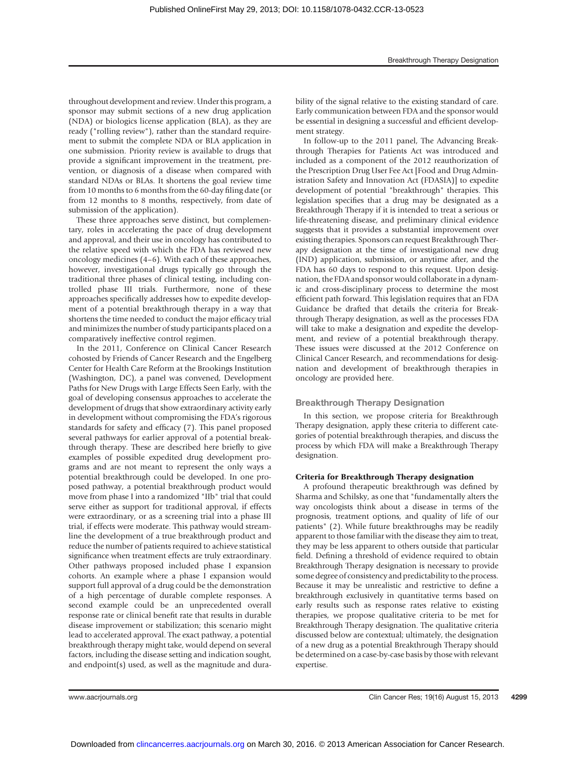throughout development and review. Under this program, a sponsor may submit sections of a new drug application (NDA) or biologics license application (BLA), as they are ready ("rolling review"), rather than the standard requirement to submit the complete NDA or BLA application in one submission. Priority review is available to drugs that provide a significant improvement in the treatment, prevention, or diagnosis of a disease when compared with standard NDAs or BLAs. It shortens the goal review time from 10 months to 6 months from the 60-day filing date (or from 12 months to 8 months, respectively, from date of submission of the application).

These three approaches serve distinct, but complementary, roles in accelerating the pace of drug development and approval, and their use in oncology has contributed to the relative speed with which the FDA has reviewed new oncology medicines (4–6). With each of these approaches, however, investigational drugs typically go through the traditional three phases of clinical testing, including controlled phase III trials. Furthermore, none of these approaches specifically addresses how to expedite development of a potential breakthrough therapy in a way that shortens the time needed to conduct the major efficacy trial and minimizes the number of study participants placed on a comparatively ineffective control regimen.

In the 2011, Conference on Clinical Cancer Research cohosted by Friends of Cancer Research and the Engelberg Center for Health Care Reform at the Brookings Institution (Washington, DC), a panel was convened, Development Paths for New Drugs with Large Effects Seen Early, with the goal of developing consensus approaches to accelerate the development of drugs that show extraordinary activity early in development without compromising the FDA's rigorous standards for safety and efficacy (7). This panel proposed several pathways for earlier approval of a potential breakthrough therapy. These are described here briefly to give examples of possible expedited drug development programs and are not meant to represent the only ways a potential breakthrough could be developed. In one proposed pathway, a potential breakthrough product would move from phase I into a randomized "IIb" trial that could serve either as support for traditional approval, if effects were extraordinary, or as a screening trial into a phase III trial, if effects were moderate. This pathway would streamline the development of a true breakthrough product and reduce the number of patients required to achieve statistical significance when treatment effects are truly extraordinary. Other pathways proposed included phase I expansion cohorts. An example where a phase I expansion would support full approval of a drug could be the demonstration of a high percentage of durable complete responses. A second example could be an unprecedented overall response rate or clinical benefit rate that results in durable disease improvement or stabilization; this scenario might lead to accelerated approval. The exact pathway, a potential breakthrough therapy might take, would depend on several factors, including the disease setting and indication sought, and endpoint(s) used, as well as the magnitude and durability of the signal relative to the existing standard of care. Early communication between FDA and the sponsor would be essential in designing a successful and efficient development strategy.

In follow-up to the 2011 panel, The Advancing Breakthrough Therapies for Patients Act was introduced and included as a component of the 2012 reauthorization of the Prescription Drug User Fee Act [Food and Drug Administration Safety and Innovation Act (FDASIA)] to expedite development of potential "breakthrough" therapies. This legislation specifies that a drug may be designated as a Breakthrough Therapy if it is intended to treat a serious or life-threatening disease, and preliminary clinical evidence suggests that it provides a substantial improvement over existing therapies. Sponsors can request Breakthrough Therapy designation at the time of investigational new drug (IND) application, submission, or anytime after, and the FDA has 60 days to respond to this request. Upon designation, the FDA and sponsor would collaborate in a dynamic and cross-disciplinary process to determine the most efficient path forward. This legislation requires that an FDA Guidance be drafted that details the criteria for Breakthrough Therapy designation, as well as the processes FDA will take to make a designation and expedite the development, and review of a potential breakthrough therapy. These issues were discussed at the 2012 Conference on Clinical Cancer Research, and recommendations for designation and development of breakthrough therapies in oncology are provided here.

## Breakthrough Therapy Designation

In this section, we propose criteria for Breakthrough Therapy designation, apply these criteria to different categories of potential breakthrough therapies, and discuss the process by which FDA will make a Breakthrough Therapy designation.

### Criteria for Breakthrough Therapy designation

A profound therapeutic breakthrough was defined by Sharma and Schilsky, as one that "fundamentally alters the way oncologists think about a disease in terms of the prognosis, treatment options, and quality of life of our patients" (2). While future breakthroughs may be readily apparent to those familiar with the disease they aim to treat, they may be less apparent to others outside that particular field. Defining a threshold of evidence required to obtain Breakthrough Therapy designation is necessary to provide some degree of consistency and predictability to the process. Because it may be unrealistic and restrictive to define a breakthrough exclusively in quantitative terms based on early results such as response rates relative to existing therapies, we propose qualitative criteria to be met for Breakthrough Therapy designation. The qualitative criteria discussed below are contextual; ultimately, the designation of a new drug as a potential Breakthrough Therapy should be determined on a case-by-case basis by those with relevant expertise.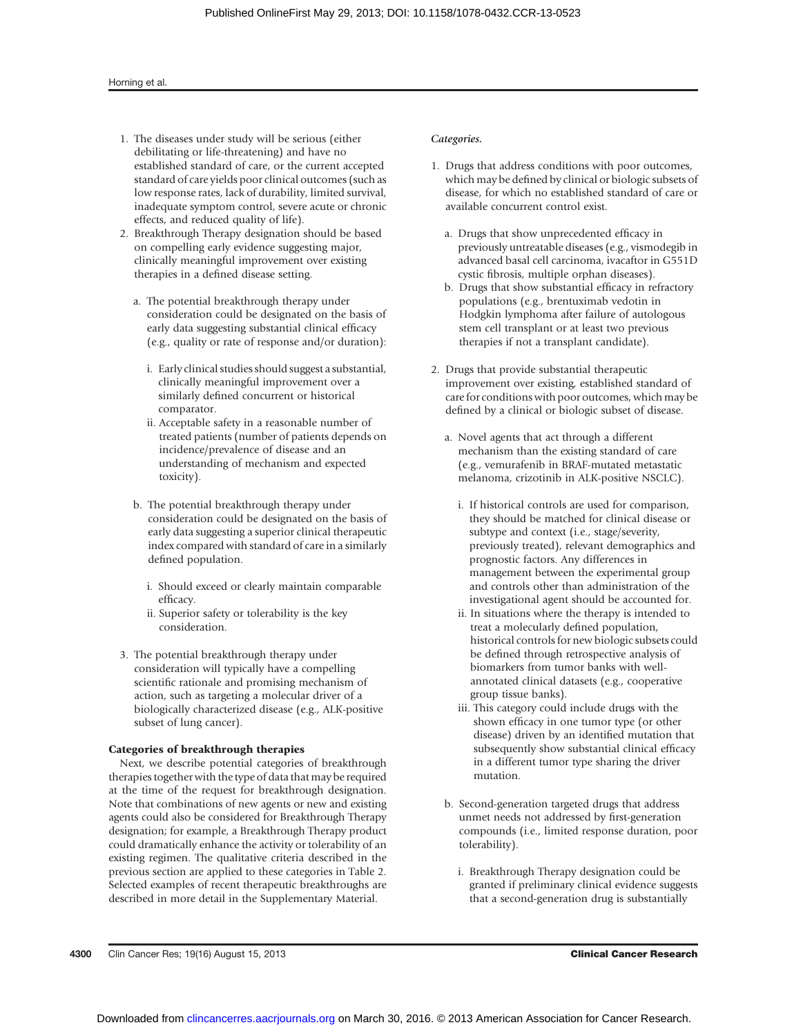1. The diseases under study will be serious (either debilitating or life-threatening) and have no established standard of care, or the current accepted standard of care yields poor clinical outcomes (such as low response rates, lack of durability, limited survival, inadequate symptom control, severe acute or chronic effects, and reduced quality of life).
2. Breakthrough Therapy designation should be based on compelling early evidence suggesting major, clinically meaningful improvement over existing therapies in a defined disease setting.
   a. The potential breakthrough therapy under consideration could be designated on the basis of early data suggesting substantial clinical efficacy (e.g., quality or rate of response and/or duration):
      i. Early clinical studies should suggest a substantial, clinically meaningful improvement over a similarly defined concurrent or historical comparator.
      ii. Acceptable safety in a reasonable number of treated patients (number of patients depends on incidence/prevalence of disease and an understanding of mechanism and expected toxicity).
   b. The potential breakthrough therapy under consideration could be designated on the basis of early data suggesting a superior clinical therapeutic index compared with standard of care in a similarly defined population.
      i. Should exceed or clearly maintain comparable efficacy.
      ii. Superior safety or tolerability is the key consideration.
3. The potential breakthrough therapy under consideration will typically have a compelling scientific rationale and promising mechanism of action, such as targeting a molecular driver of a biologically characterized disease (e.g., ALK-positive subset of lung cancer).

### Categories of breakthrough therapies

Next, we describe potential categories of breakthrough therapies together with the type of data that may be required at the time of the request for breakthrough designation. Note that combinations of new agents or new and existing agents could also be considered for Breakthrough Therapy designation; for example, a Breakthrough Therapy product could dramatically enhance the activity or tolerability of an existing regimen. The qualitative criteria described in the previous section are applied to these categories in Table 2. Selected examples of recent therapeutic breakthroughs are described in more detail in the Supplementary Material.

*Categories.*

1. Drugs that address conditions with poor outcomes, which may be defined by clinical or biologic subsets of disease, for which no established standard of care or available concurrent control exist.
   a. Drugs that show unprecedented efficacy in previously untreatable diseases (e.g., vismodegib in advanced basal cell carcinoma, ivacaftor in G551D cystic fibrosis, multiple orphan diseases).
   b. Drugs that show substantial efficacy in refractory populations (e.g., brentuximab vedotin in Hodgkin lymphoma after failure of autologous stem cell transplant or at least two previous therapies if not a transplant candidate).
2. Drugs that provide substantial therapeutic improvement over existing, established standard of care for conditions with poor outcomes, which may be defined by a clinical or biologic subset of disease.
   a. Novel agents that act through a different mechanism than the existing standard of care (e.g., vemurafenib in BRAF-mutated metastatic melanoma, crizotinib in ALK-positive NSCLC).
      i. If historical controls are used for comparison, they should be matched for clinical disease or subtype and context (i.e., stage/severity, previously treated), relevant demographics and prognostic factors. Any differences in management between the experimental group and controls other than administration of the investigational agent should be accounted for.
      ii. In situations where the therapy is intended to treat a molecularly defined population, historical controls for new biologic subsets could be defined through retrospective analysis of biomarkers from tumor banks with well-annotated clinical datasets (e.g., cooperative group tissue banks).
      iii. This category could include drugs with the shown efficacy in one tumor type (or other disease) driven by an identified mutation that subsequently show substantial clinical efficacy in a different tumor type sharing the driver mutation.
   b. Second-generation targeted drugs that address unmet needs not addressed by first-generation compounds (i.e., limited response duration, poor tolerability).
      i. Breakthrough Therapy designation could be granted if preliminary clinical evidence suggests that a second-generation drug is substantially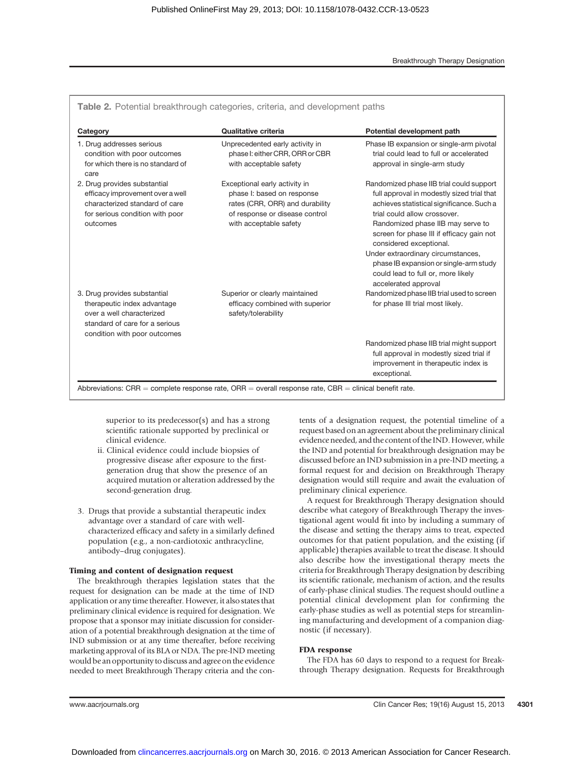**Table 2.** Potential breakthrough categories, criteria, and development paths

| Category | Qualitative criteria | Potential development path |
|---|---|---|
| 1. Drug addresses serious condition with poor outcomes for which there is no standard of care | Unprecedented early activity in phase I: either CRR, ORR or CBR with acceptable safety | Phase IB expansion or single-arm pivotal trial could lead to full or accelerated approval in single-arm study |
| 2. Drug provides substantial efficacy improvement over a well characterized standard of care for serious condition with poor outcomes | Exceptional early activity in phase I: based on response rates (CRR, ORR) and durability of response or disease control with acceptable safety | Randomized phase IIB trial could support full approval in modestly sized trial that achieves statistical significance. Such a trial could allow crossover. Randomized phase IIB may serve to screen for phase III if efficacy gain not considered exceptional. Under extraordinary circumstances, phase IB expansion or single-arm study could lead to full or, more likely accelerated approval |
| 3. Drug provides substantial therapeutic index advantage over a well characterized standard of care for a serious condition with poor outcomes | Superior or clearly maintained efficacy combined with superior safety/tolerability | Randomized phase IIB trial used to screen for phase III trial most likely. Randomized phase IIB trial might support full approval in modestly sized trial if improvement in therapeutic index is exceptional. |

Abbreviations: CRR = complete response rate, ORR = overall response rate, CBR = clinical benefit rate.

superior to its predecessor(s) and has a strong scientific rationale supported by preclinical or clinical evidence.

ii. Clinical evidence could include biopsies of progressive disease after exposure to the first-generation drug that show the presence of an acquired mutation or alteration addressed by the second-generation drug.

3. Drugs that provide a substantial therapeutic index advantage over a standard of care with well-characterized efficacy and safety in a similarly defined population (e.g., a non-cardiotoxic anthracycline, antibody–drug conjugates).

#### Timing and content of designation request

The breakthrough therapies legislation states that the request for designation can be made at the time of IND application or any time thereafter. However, it also states that preliminary clinical evidence is required for designation. We propose that a sponsor may initiate discussion for consideration of a potential breakthrough designation at the time of IND submission or at any time thereafter, before receiving marketing approval of its BLA or NDA. The pre-IND meeting would be an opportunity to discuss and agree on the evidence needed to meet Breakthrough Therapy criteria and the contents of a designation request, the potential timeline of a request based on an agreement about the preliminary clinical evidence needed, and the content of the IND. However, while the IND and potential for breakthrough designation may be discussed before an IND submission in a pre-IND meeting, a formal request for and decision on Breakthrough Therapy designation would still require and await the evaluation of preliminary clinical experience.

A request for Breakthrough Therapy designation should describe what category of Breakthrough Therapy the investigational agent would fit into by including a summary of the disease and setting the therapy aims to treat, expected outcomes for that patient population, and the existing (if applicable) therapies available to treat the disease. It should also describe how the investigational therapy meets the criteria for Breakthrough Therapy designation by describing its scientific rationale, mechanism of action, and the results of early-phase clinical studies. The request should outline a potential clinical development plan for confirming the early-phase studies as well as potential steps for streamlining manufacturing and development of a companion diagnostic (if necessary).

#### FDA response

The FDA has 60 days to respond to a request for Breakthrough Therapy designation. Requests for Breakthrough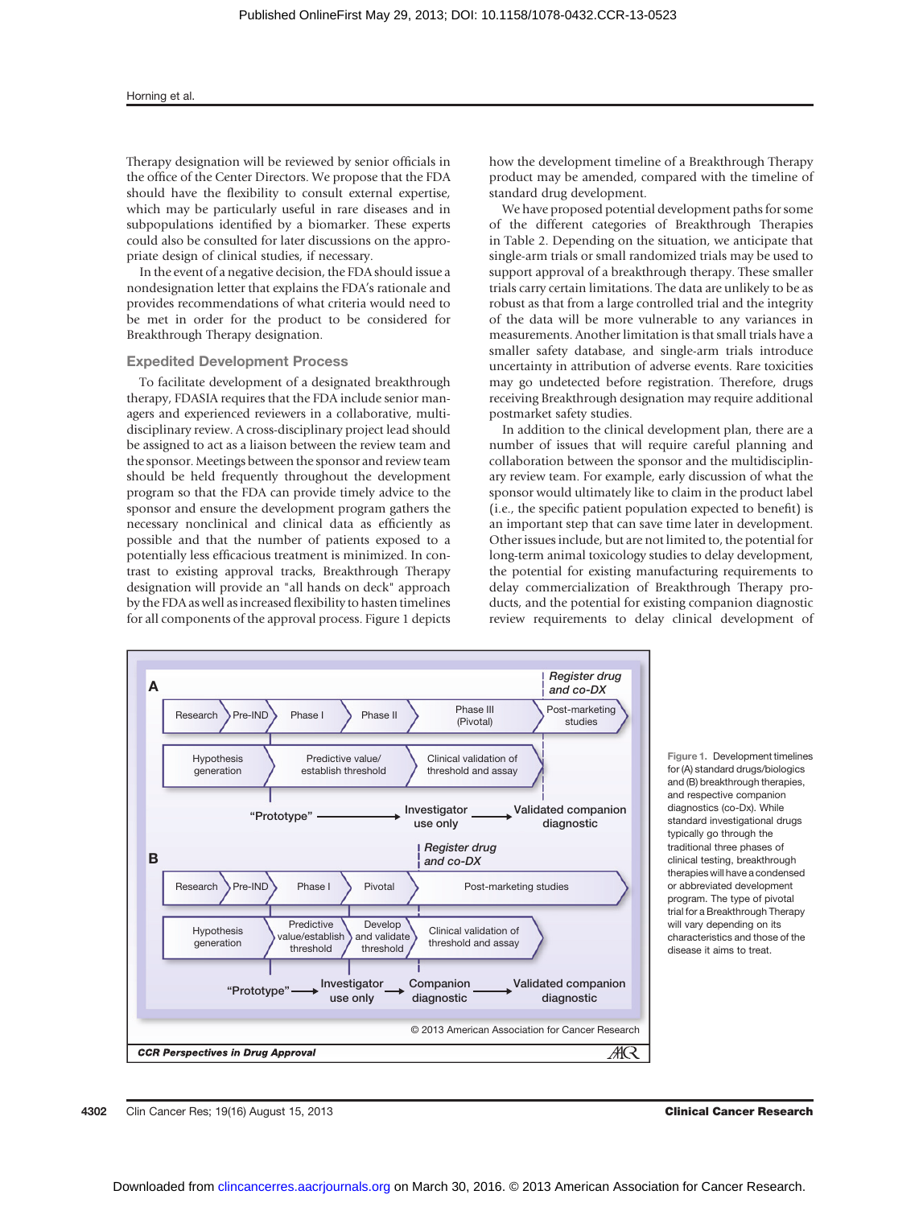Therapy designation will be reviewed by senior officials in the office of the Center Directors. We propose that the FDA should have the flexibility to consult external expertise, which may be particularly useful in rare diseases and in subpopulations identified by a biomarker. These experts could also be consulted for later discussions on the appropriate design of clinical studies, if necessary.

In the event of a negative decision, the FDA should issue a nondesignation letter that explains the FDA's rationale and provides recommendations of what criteria would need to be met in order for the product to be considered for Breakthrough Therapy designation.

## Expedited Development Process

To facilitate development of a designated breakthrough therapy, FDASIA requires that the FDA include senior managers and experienced reviewers in a collaborative, multidisciplinary review. A cross-disciplinary project lead should be assigned to act as a liaison between the review team and the sponsor. Meetings between the sponsor and review team should be held frequently throughout the development program so that the FDA can provide timely advice to the sponsor and ensure the development program gathers the necessary nonclinical and clinical data as efficiently as possible and that the number of patients exposed to a potentially less efficacious treatment is minimized. In contrast to existing approval tracks, Breakthrough Therapy designation will provide an "all hands on deck" approach by the FDA as well as increased flexibility to hasten timelines for all components of the approval process. Figure 1 depicts how the development timeline of a Breakthrough Therapy product may be amended, compared with the timeline of standard drug development.

We have proposed potential development paths for some of the different categories of Breakthrough Therapies in Table 2. Depending on the situation, we anticipate that single-arm trials or small randomized trials may be used to support approval of a breakthrough therapy. These smaller trials carry certain limitations. The data are unlikely to be as robust as that from a large controlled trial and the integrity of the data will be more vulnerable to any variances in measurements. Another limitation is that small trials have a smaller safety database, and single-arm trials introduce uncertainty in attribution of adverse events. Rare toxicities may go undetected before registration. Therefore, drugs receiving Breakthrough designation may require additional postmarket safety studies.

In addition to the clinical development plan, there are a number of issues that will require careful planning and collaboration between the sponsor and the multidisciplinary review team. For example, early discussion of what the sponsor would ultimately like to claim in the product label (i.e., the specific patient population expected to benefit) is an important step that can save time later in development. Other issues include, but are not limited to, the potential for long-term animal toxicology studies to delay development, the potential for existing manufacturing requirements to delay commercialization of Breakthrough Therapy products, and the potential for existing companion diagnostic review requirements to delay clinical development of

Figure 1. Development timelines for (A) standard drugs/biologics and (B) breakthrough therapies, and respective companion diagnostics (co-Dx). While standard investigational drugs typically go through the traditional three phases of clinical testing, breakthrough therapies will have a condensed or abbreviated development program. The type of pivotal trial for a Breakthrough Therapy will vary depending on its characteristics and those of the disease it aims to treat.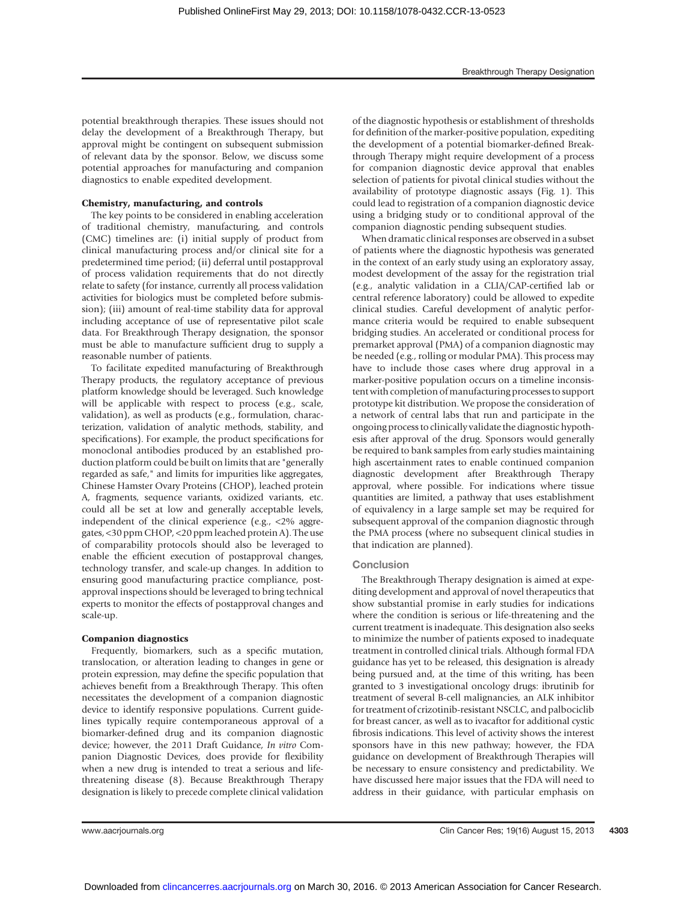potential breakthrough therapies. These issues should not delay the development of a Breakthrough Therapy, but approval might be contingent on subsequent submission of relevant data by the sponsor. Below, we discuss some potential approaches for manufacturing and companion diagnostics to enable expedited development.

### Chemistry, manufacturing, and controls

The key points to be considered in enabling acceleration of traditional chemistry, manufacturing, and controls (CMC) timelines are: (i) initial supply of product from clinical manufacturing process and/or clinical site for a predetermined time period; (ii) deferral until postapproval of process validation requirements that do not directly relate to safety (for instance, currently all process validation activities for biologics must be completed before submission); (iii) amount of real-time stability data for approval including acceptance of use of representative pilot scale data. For Breakthrough Therapy designation, the sponsor must be able to manufacture sufficient drug to supply a reasonable number of patients.

To facilitate expedited manufacturing of Breakthrough Therapy products, the regulatory acceptance of previous platform knowledge should be leveraged. Such knowledge will be applicable with respect to process (e.g., scale, validation), as well as products (e.g., formulation, characterization, validation of analytic methods, stability, and specifications). For example, the product specifications for monoclonal antibodies produced by an established production platform could be built on limits that are "generally regarded as safe," and limits for impurities like aggregates, Chinese Hamster Ovary Proteins (CHOP), leached protein A, fragments, sequence variants, oxidized variants, etc. could all be set at low and generally acceptable levels, independent of the clinical experience (e.g., <2% aggregates, <30 ppm CHOP, <20 ppm leached protein A). The use of comparability protocols should also be leveraged to enable the efficient execution of postapproval changes, technology transfer, and scale-up changes. In addition to ensuring good manufacturing practice compliance, postapproval inspections should be leveraged to bring technical experts to monitor the effects of postapproval changes and scale-up.

### Companion diagnostics

Frequently, biomarkers, such as a specific mutation, translocation, or alteration leading to changes in gene or protein expression, may define the specific population that achieves benefit from a Breakthrough Therapy. This often necessitates the development of a companion diagnostic device to identify responsive populations. Current guidelines typically require contemporaneous approval of a biomarker-defined drug and its companion diagnostic device; however, the 2011 Draft Guidance, *In vitro* Companion Diagnostic Devices, does provide for flexibility when a new drug is intended to treat a serious and life-threatening disease (8). Because Breakthrough Therapy designation is likely to precede complete clinical validation of the diagnostic hypothesis or establishment of thresholds for definition of the marker-positive population, expediting the development of a potential biomarker-defined Breakthrough Therapy might require development of a process for companion diagnostic device approval that enables selection of patients for pivotal clinical studies without the availability of prototype diagnostic assays (Fig. 1). This could lead to registration of a companion diagnostic device using a bridging study or to conditional approval of the companion diagnostic pending subsequent studies.

When dramatic clinical responses are observed in a subset of patients where the diagnostic hypothesis was generated in the context of an early study using an exploratory assay, modest development of the assay for the registration trial (e.g., analytic validation in a CLIA/CAP-certified lab or central reference laboratory) could be allowed to expedite clinical studies. Careful development of analytic performance criteria would be required to enable subsequent bridging studies. An accelerated or conditional process for premarket approval (PMA) of a companion diagnostic may be needed (e.g., rolling or modular PMA). This process may have to include those cases where drug approval in a marker-positive population occurs on a timeline inconsistent with completion of manufacturing processes to support prototype kit distribution. We propose the consideration of a network of central labs that run and participate in the ongoing process to clinically validate the diagnostic hypothesis after approval of the drug. Sponsors would generally be required to bank samples from early studies maintaining high ascertainment rates to enable continued companion diagnostic development after Breakthrough Therapy approval, where possible. For indications where tissue quantities are limited, a pathway that uses establishment of equivalency in a large sample set may be required for subsequent approval of the companion diagnostic through the PMA process (where no subsequent clinical studies in that indication are planned).

## Conclusion

The Breakthrough Therapy designation is aimed at expediting development and approval of novel therapeutics that show substantial promise in early studies for indications where the condition is serious or life-threatening and the current treatment is inadequate. This designation also seeks to minimize the number of patients exposed to inadequate treatment in controlled clinical trials. Although formal FDA guidance has yet to be released, this designation is already being pursued and, at the time of this writing, has been granted to 3 investigational oncology drugs: ibrutinib for treatment of several B-cell malignancies, an ALK inhibitor for treatment of crizotinib-resistant NSCLC, and palbociclib for breast cancer, as well as to ivacaftor for additional cystic fibrosis indications. This level of activity shows the interest sponsors have in this new pathway; however, the FDA guidance on development of Breakthrough Therapies will be necessary to ensure consistency and predictability. We have discussed here major issues that the FDA will need to address in their guidance, with particular emphasis on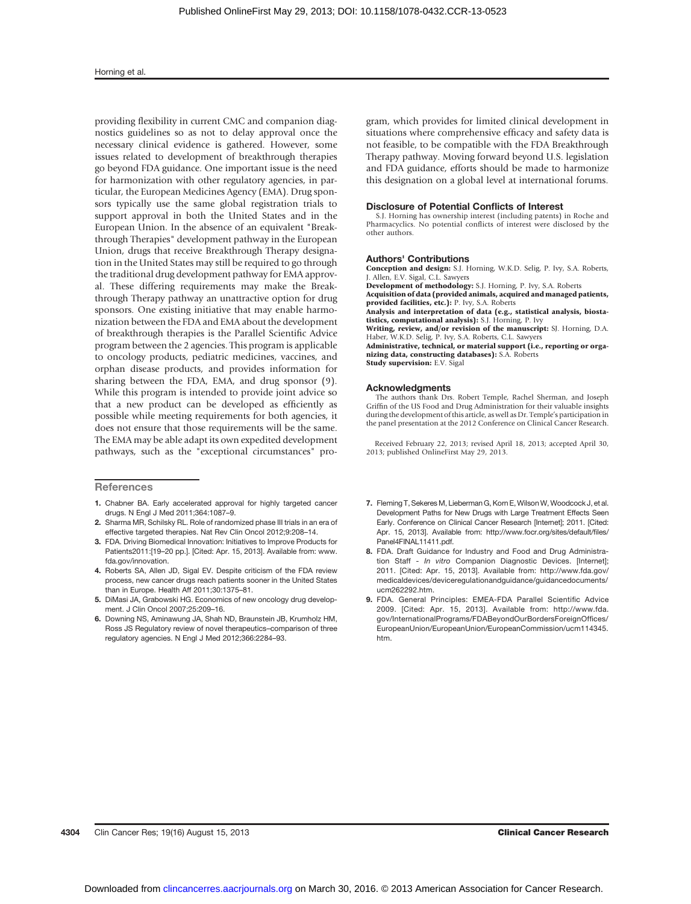providing flexibility in current CMC and companion diagnostics guidelines so as not to delay approval once the necessary clinical evidence is gathered. However, some issues related to development of breakthrough therapies go beyond FDA guidance. One important issue is the need for harmonization with other regulatory agencies, in particular, the European Medicines Agency (EMA). Drug sponsors typically use the same global registration trials to support approval in both the United States and in the European Union. In the absence of an equivalent "Breakthrough Therapies" development pathway in the European Union, drugs that receive Breakthrough Therapy designation in the United States may still be required to go through the traditional drug development pathway for EMA approval. These differing requirements may make the Breakthrough Therapy pathway an unattractive option for drug sponsors. One existing initiative that may enable harmonization between the FDA and EMA about the development of breakthrough therapies is the Parallel Scientific Advice program between the 2 agencies. This program is applicable to oncology products, pediatric medicines, vaccines, and orphan disease products, and provides information for sharing between the FDA, EMA, and drug sponsor (9). While this program is intended to provide joint advice so that a new product can be developed as efficiently as possible while meeting requirements for both agencies, it does not ensure that those requirements will be the same. The EMA may be able adapt its own expedited development pathways, such as the "exceptional circumstances" program, which provides for limited clinical development in situations where comprehensive efficacy and safety data is not feasible, to be compatible with the FDA Breakthrough Therapy pathway. Moving forward beyond U.S. legislation and FDA guidance, efforts should be made to harmonize this designation on a global level at international forums.

## Disclosure of Potential Conflicts of Interest

S.J. Horning has ownership interest (including patents) in Roche and Pharmacyclics. No potential conflicts of interest were disclosed by the other authors.

## Authors' Contributions

**Conception and design:** S.J. Horning, W.K.D. Selig, P. Ivy, S.A. Roberts, J. Allen, E.V. Sigal, C.L. Sawyers
**Development of methodology:** S.J. Horning, P. Ivy, S.A. Roberts
**Acquisition of data (provided animals, acquired and managed patients, provided facilities, etc.):** P. Ivy, S.A. Roberts
**Analysis and interpretation of data (e.g., statistical analysis, biostatistics, computational analysis):** S.J. Horning, P. Ivy
**Writing, review, and/or revision of the manuscript:** SJ. Horning, D.A. Haber, W.K.D. Selig, P. Ivy, S.A. Roberts, C.L. Sawyers
**Administrative, technical, or material support (i.e., reporting or organizing data, constructing databases):** S.A. Roberts
**Study supervision:** E.V. Sigal

## Acknowledgments

The authors thank Drs. Robert Temple, Rachel Sherman, and Joseph Griffin of the US Food and Drug Administration for their valuable insights during the development of this article, as well as Dr. Temple's participation in the panel presentation at the 2012 Conference on Clinical Cancer Research.

Received February 22, 2013; revised April 18, 2013; accepted April 30, 2013; published OnlineFirst May 29, 2013.

## References

1. Chabner BA. Early accelerated approval for highly targeted cancer drugs. N Engl J Med 2011;364:1087–9.
2. Sharma MR, Schilsky RL. Role of randomized phase III trials in an era of effective targeted therapies. Nat Rev Clin Oncol 2012;9:208–14.
3. FDA. Driving Biomedical Innovation: Initiatives to Improve Products for Patients2011:[19–20 pp.]. [Cited: Apr. 15, 2013]. Available from: www.fda.gov/innovation.
4. Roberts SA, Allen JD, Sigal EV. Despite criticism of the FDA review process, new cancer drugs reach patients sooner in the United States than in Europe. Health Aff 2011;30:1375–81.
5. DiMasi JA, Grabowski HG. Economics of new oncology drug development. J Clin Oncol 2007;25:209–16.
6. Downing NS, Aminawung JA, Shah ND, Braunstein JB, Krumholz HM, Ross JS Regulatory review of novel therapeutics–comparison of three regulatory agencies. N Engl J Med 2012;366:2284–93.
7. Fleming T, Sekeres M, Lieberman G, Korn E, Wilson W, Woodcock J, et al. Development Paths for New Drugs with Large Treatment Effects Seen Early. Conference on Clinical Cancer Research [Internet]; 2011. [Cited: Apr. 15, 2013]. Available from: http://www.focr.org/sites/default/files/Panel4FINAL11411.pdf.
8. FDA. Draft Guidance for Industry and Food and Drug Administration Staff - *In vitro* Companion Diagnostic Devices. [Internet]; 2011. [Cited: Apr. 15, 2013]. Available from: http://www.fda.gov/medicaldevices/deviceregulationandguidance/guidancedocuments/ucm262292.htm.
9. FDA. General Principles: EMEA-FDA Parallel Scientific Advice 2009. [Cited: Apr. 15, 2013]. Available from: http://www.fda.gov/InternationalPrograms/FDABeyondOurBordersForeignOffices/EuropeanUnion/EuropeanUnion/EuropeanCommission/ucm114345.htm.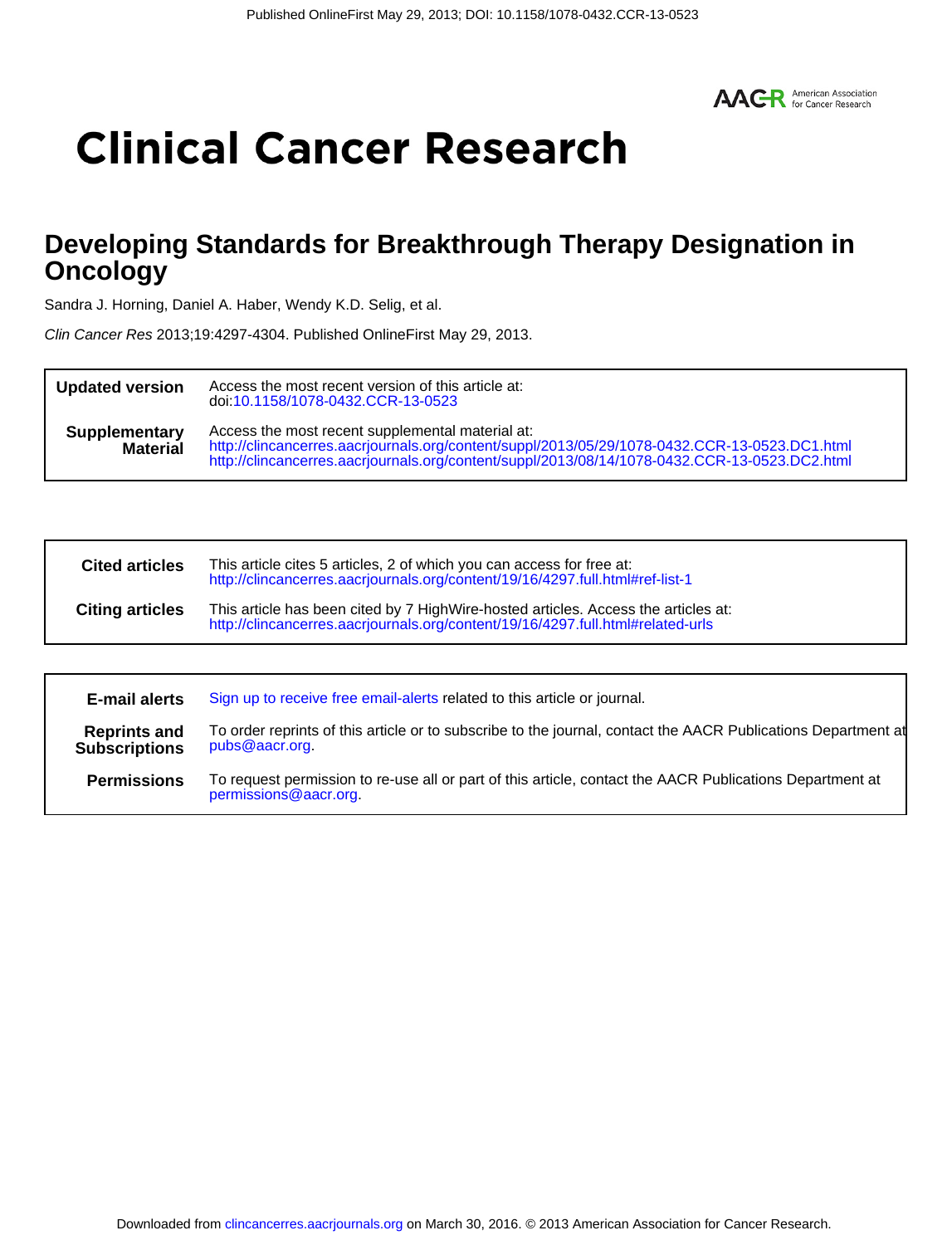# Clinical Cancer Research

## Developing Standards for Breakthrough Therapy Designation in Oncology

Sandra J. Horning, Daniel A. Haber, Wendy K.D. Selig, et al.

*Clin Cancer Res* 2013;19:4297-4304. Published OnlineFirst May 29, 2013.

| | |
|---|---|
| **Updated version** | Access the most recent version of this article at: doi:10.1158/1078-0432.CCR-13-0523 |
| **Supplementary Material** | Access the most recent supplemental material at: http://clincancerres.aacrjournals.org/content/suppl/2013/05/29/1078-0432.CCR-13-0523.DC1.html http://clincancerres.aacrjournals.org/content/suppl/2013/08/14/1078-0432.CCR-13-0523.DC2.html |

| | |
|---|---|
| **Cited articles** | This article cites 5 articles, 2 of which you can access for free at: http://clincancerres.aacrjournals.org/content/19/16/4297.full.html#ref-list-1 |
| **Citing articles** | This article has been cited by 7 HighWire-hosted articles. Access the articles at: http://clincancerres.aacrjournals.org/content/19/16/4297.full.html#related-urls |

| | |
|---|---|
| **E-mail alerts** | Sign up to receive free email-alerts related to this article or journal. |
| **Reprints and Subscriptions** | To order reprints of this article or to subscribe to the journal, contact the AACR Publications Department at pubs@aacr.org. |
| **Permissions** | To request permission to re-use all or part of this article, contact the AACR Publications Department at permissions@aacr.org. |